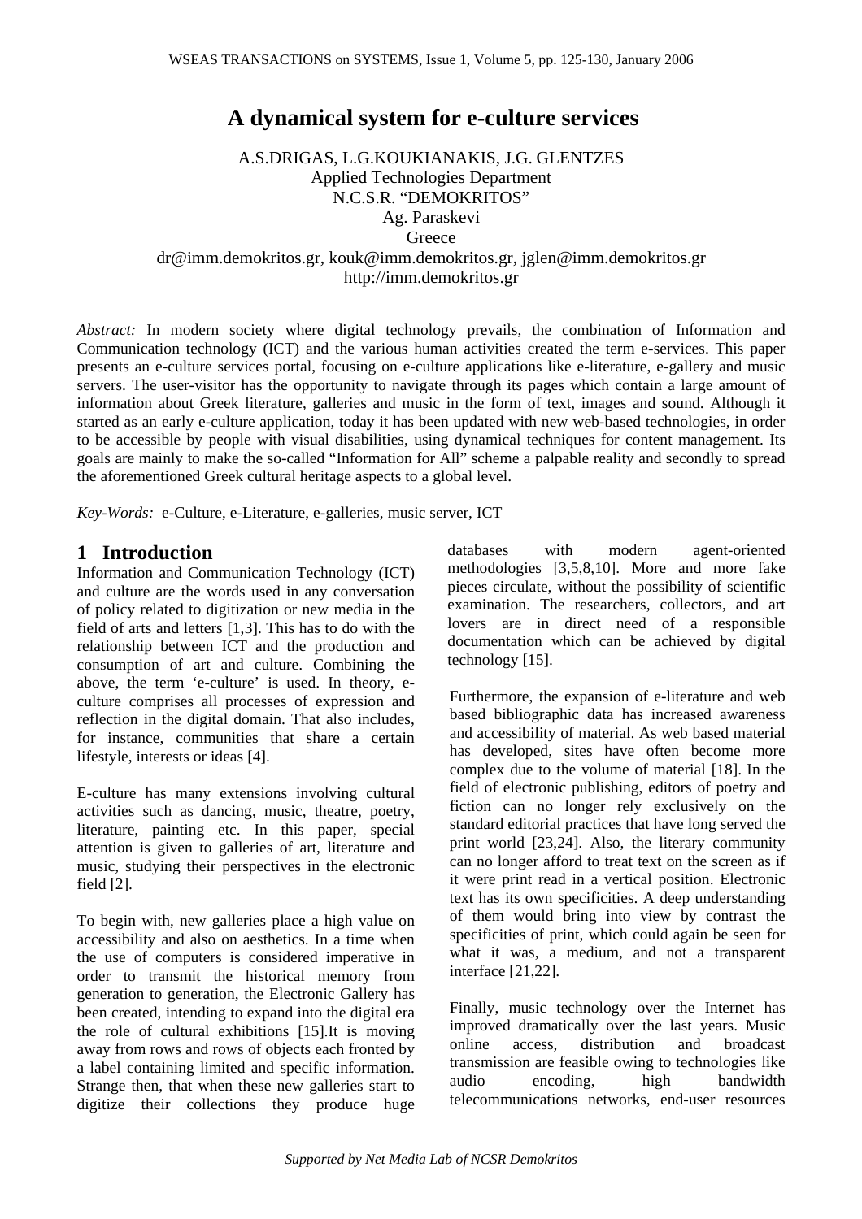# A dynamical system for e-culture services

A.S.DRIGAS, L.G.KOUKIANAKIS, J.G. GLENTZES
Applied Technologies Department
N.C.S.R. "DEMOKRITOS"
Ag. Paraskevi
Greece
dr@imm.demokritos.gr, kouk@imm.demokritos.gr, jglen@imm.demokritos.gr
http://imm.demokritos.gr

*Abstract:* In modern society where digital technology prevails, the combination of Information and Communication technology (ICT) and the various human activities created the term e-services. This paper presents an e-culture services portal, focusing on e-culture applications like e-literature, e-gallery and music servers. The user-visitor has the opportunity to navigate through its pages which contain a large amount of information about Greek literature, galleries and music in the form of text, images and sound. Although it started as an early e-culture application, today it has been updated with new web-based technologies, in order to be accessible by people with visual disabilities, using dynamical techniques for content management. Its goals are mainly to make the so-called "Information for All" scheme a palpable reality and secondly to spread the aforementioned Greek cultural heritage aspects to a global level.

*Key-Words:* e-Culture, e-Literature, e-galleries, music server, ICT

## 1 Introduction

Information and Communication Technology (ICT) and culture are the words used in any conversation of policy related to digitization or new media in the field of arts and letters [1,3]. This has to do with the relationship between ICT and the production and consumption of art and culture. Combining the above, the term 'e-culture' is used. In theory, e-culture comprises all processes of expression and reflection in the digital domain. That also includes, for instance, communities that share a certain lifestyle, interests or ideas [4].

E-culture has many extensions involving cultural activities such as dancing, music, theatre, poetry, literature, painting etc. In this paper, special attention is given to galleries of art, literature and music, studying their perspectives in the electronic field [2].

To begin with, new galleries place a high value on accessibility and also on aesthetics. In a time when the use of computers is considered imperative in order to transmit the historical memory from generation to generation, the Electronic Gallery has been created, intending to expand into the digital era the role of cultural exhibitions [15].It is moving away from rows and rows of objects each fronted by a label containing limited and specific information. Strange then, that when these new galleries start to digitize their collections they produce huge databases with modern agent-oriented methodologies [3,5,8,10]. More and more fake pieces circulate, without the possibility of scientific examination. The researchers, collectors, and art lovers are in direct need of a responsible documentation which can be achieved by digital technology [15].

Furthermore, the expansion of e-literature and web based bibliographic data has increased awareness and accessibility of material. As web based material has developed, sites have often become more complex due to the volume of material [18]. In the field of electronic publishing, editors of poetry and fiction can no longer rely exclusively on the standard editorial practices that have long served the print world [23,24]. Also, the literary community can no longer afford to treat text on the screen as if it were print read in a vertical position. Electronic text has its own specificities. A deep understanding of them would bring into view by contrast the specificities of print, which could again be seen for what it was, a medium, and not a transparent interface [21,22].

Finally, music technology over the Internet has improved dramatically over the last years. Music online access, distribution and broadcast transmission are feasible owing to technologies like audio encoding, high bandwidth telecommunications networks, end-user resources

*Supported by Net Media Lab of NCSR Demokritos*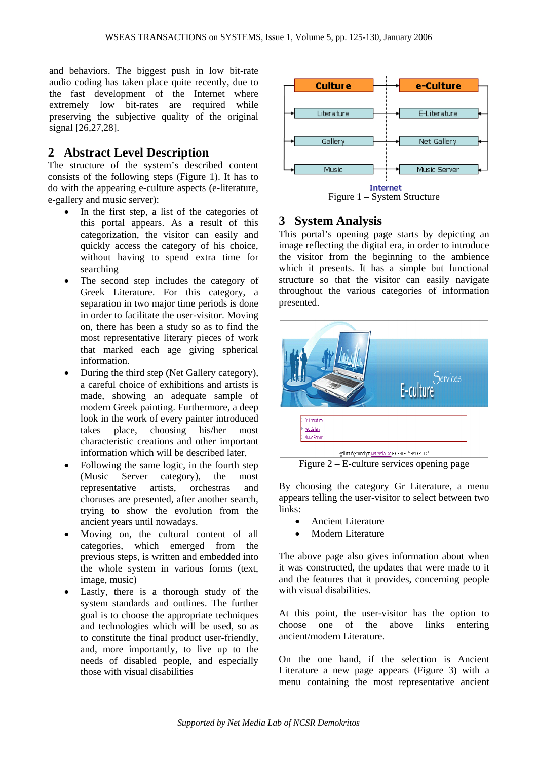and behaviors. The biggest push in low bit-rate audio coding has taken place quite recently, due to the fast development of the Internet where extremely low bit-rates are required while preserving the subjective quality of the original signal [26,27,28].

## 2 Abstract Level Description

The structure of the system's described content consists of the following steps (Figure 1). It has to do with the appearing e-culture aspects (e-literature, e-gallery and music server):

- In the first step, a list of the categories of this portal appears. As a result of this categorization, the visitor can easily and quickly access the category of his choice, without having to spend extra time for searching
- The second step includes the category of Greek Literature. For this category, a separation in two major time periods is done in order to facilitate the user-visitor. Moving on, there has been a study so as to find the most representative literary pieces of work that marked each age giving spherical information.
- During the third step (Net Gallery category), a careful choice of exhibitions and artists is made, showing an adequate sample of modern Greek painting. Furthermore, a deep look in the work of every painter introduced takes place, choosing his/her most characteristic creations and other important information which will be described later.
- Following the same logic, in the fourth step (Music Server category), the most representative artists, orchestras and choruses are presented, after another search, trying to show the evolution from the ancient years until nowadays.
- Moving on, the cultural content of all categories, which emerged from the previous steps, is written and embedded into the whole system in various forms (text, image, music)
- Lastly, there is a thorough study of the system standards and outlines. The further goal is to choose the appropriate techniques and technologies which will be used, so as to constitute the final product user-friendly, and, more importantly, to live up to the needs of disabled people, and especially those with visual disabilities

Culture | e-Culture
Literature | E-Literature
Gallery | Net Gallery
Music | Music Server
Internet

Figure 1 – System Structure

## 3 System Analysis

This portal's opening page starts by depicting an image reflecting the digital era, in order to introduce the visitor from the beginning to the ambience which it presents. It has a simple but functional structure so that the visitor can easily navigate throughout the various categories of information presented.

Figure 2 – E-culture services opening page

By choosing the category Gr Literature, a menu appears telling the user-visitor to select between two links:

- Ancient Literature
- Modern Literature

The above page also gives information about when it was constructed, the updates that were made to it and the features that it provides, concerning people with visual disabilities.

At this point, the user-visitor has the option to choose one of the above links entering ancient/modern Literature.

On the one hand, if the selection is Ancient Literature a new page appears (Figure 3) with a menu containing the most representative ancient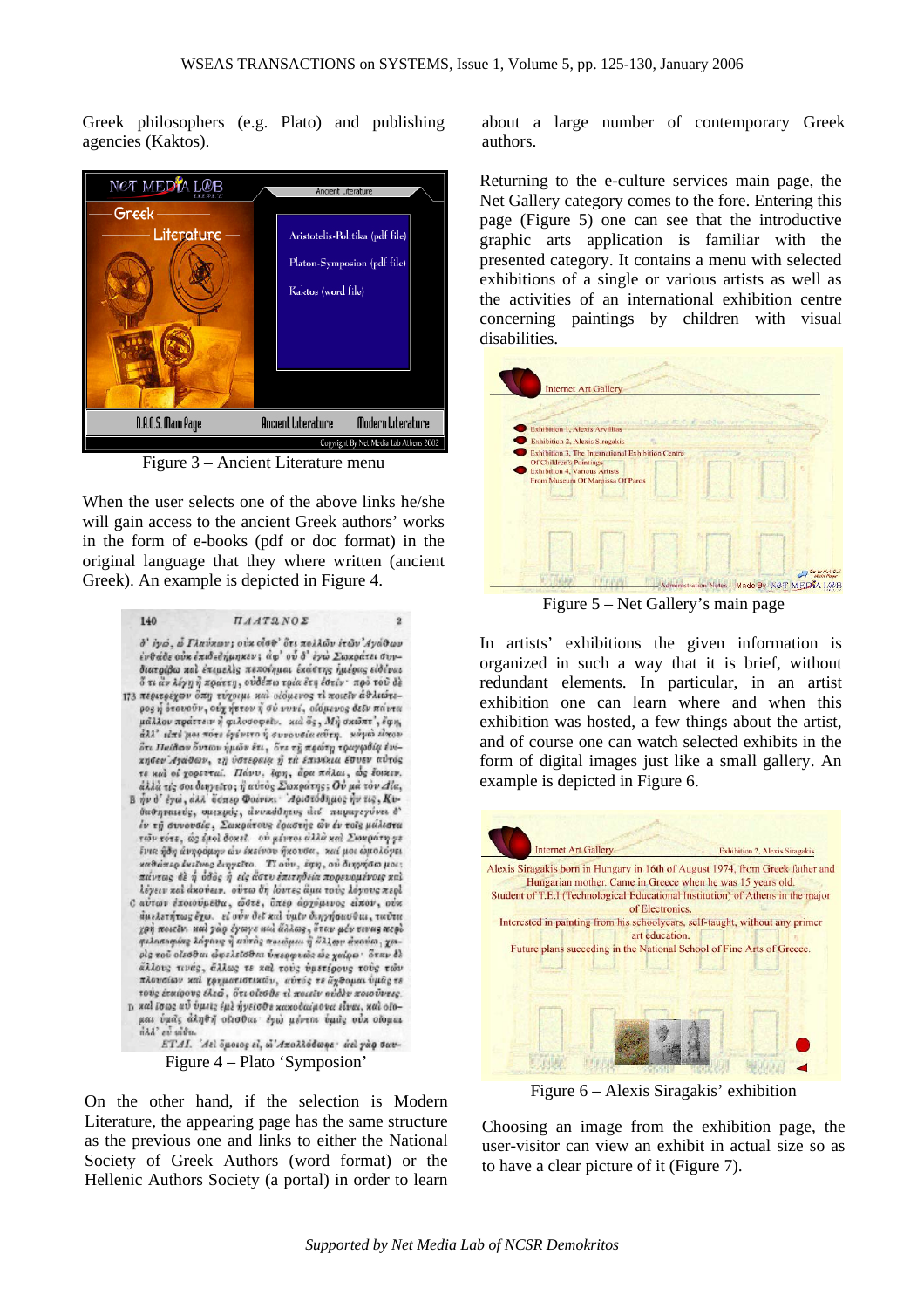Greek philosophers (e.g. Plato) and publishing agencies (Kaktos).

Figure 3 – Ancient Literature menu

When the user selects one of the above links he/she will gain access to the ancient Greek authors' works in the form of e-books (pdf or doc format) in the original language that they where written (ancient Greek). An example is depicted in Figure 4.

Figure 4 – Plato 'Symposion'

On the other hand, if the selection is Modern Literature, the appearing page has the same structure as the previous one and links to either the National Society of Greek Authors (word format) or the Hellenic Authors Society (a portal) in order to learn about a large number of contemporary Greek authors.

Returning to the e-culture services main page, the Net Gallery category comes to the fore. Entering this page (Figure 5) one can see that the introductive graphic arts application is familiar with the presented category. It contains a menu with selected exhibitions of a single or various artists as well as the activities of an international exhibition centre concerning paintings by children with visual disabilities.

Figure 5 – Net Gallery's main page

In artists' exhibitions the given information is organized in such a way that it is brief, without redundant elements. In particular, in an artist exhibition one can learn where and when this exhibition was hosted, a few things about the artist, and of course one can watch selected exhibits in the form of digital images just like a small gallery. An example is depicted in Figure 6.

Figure 6 – Alexis Siragakis' exhibition

Choosing an image from the exhibition page, the user-visitor can view an exhibit in actual size so as to have a clear picture of it (Figure 7).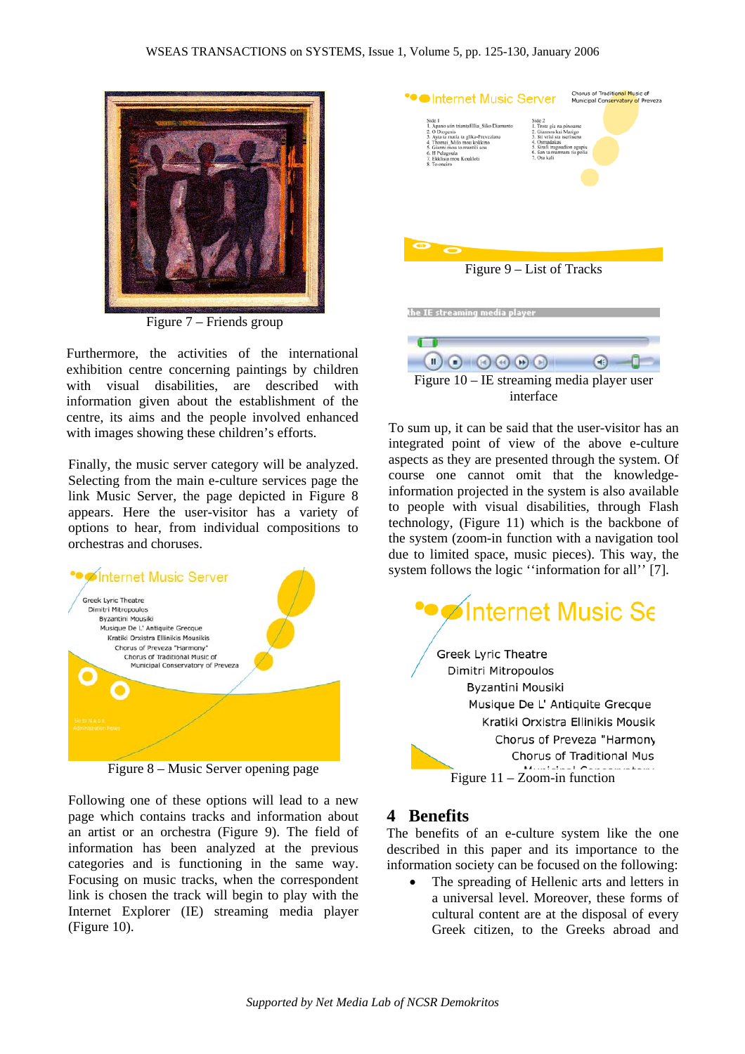Figure 7 – Friends group

Furthermore, the activities of the international exhibition centre concerning paintings by children with visual disabilities, are described with information given about the establishment of the centre, its aims and the people involved enhanced with images showing these children's efforts.

Finally, the music server category will be analyzed. Selecting from the main e-culture services page the link Music Server, the page depicted in Figure 8 appears. Here the user-visitor has a variety of options to hear, from individual compositions to orchestras and choruses.

Figure 8 – Music Server opening page

Following one of these options will lead to a new page which contains tracks and information about an artist or an orchestra (Figure 9). The field of information has been analyzed at the previous categories and is functioning in the same way. Focusing on music tracks, when the correspondent link is chosen the track will begin to play with the Internet Explorer (IE) streaming media player (Figure 10).

Figure 9 – List of Tracks

Figure 10 – IE streaming media player user interface

To sum up, it can be said that the user-visitor has an integrated point of view of the above e-culture aspects as they are presented through the system. Of course one cannot omit that the knowledge-information projected in the system is also available to people with visual disabilities, through Flash technology, (Figure 11) which is the backbone of the system (zoom-in function with a navigation tool due to limited space, music pieces). This way, the system follows the logic ''information for all'' [7].

Figure 11 – Zoom-in function

## 4 Benefits

The benefits of an e-culture system like the one described in this paper and its importance to the information society can be focused on the following:

- The spreading of Hellenic arts and letters in a universal level. Moreover, these forms of cultural content are at the disposal of every Greek citizen, to the Greeks abroad and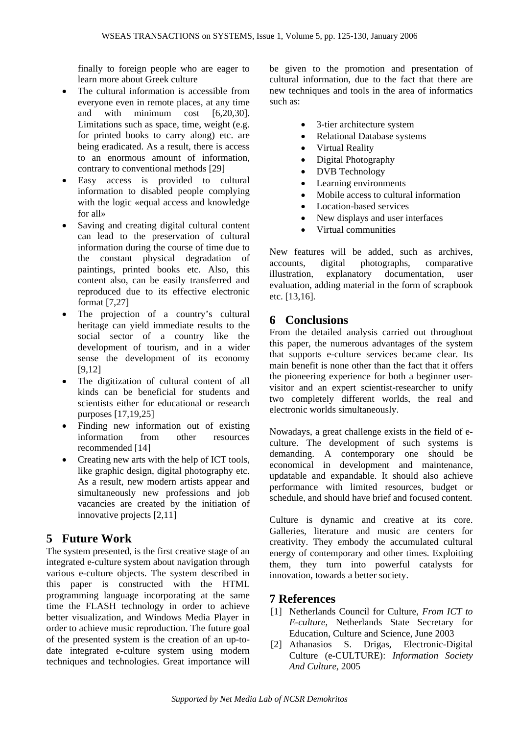finally to foreign people who are eager to learn more about Greek culture

- The cultural information is accessible from everyone even in remote places, at any time and with minimum cost [6,20,30]. Limitations such as space, time, weight (e.g. for printed books to carry along) etc. are being eradicated. As a result, there is access to an enormous amount of information, contrary to conventional methods [29]
- Easy access is provided to cultural information to disabled people complying with the logic «equal access and knowledge for all»
- Saving and creating digital cultural content can lead to the preservation of cultural information during the course of time due to the constant physical degradation of paintings, printed books etc. Also, this content also, can be easily transferred and reproduced due to its effective electronic format [7,27]
- The projection of a country's cultural heritage can yield immediate results to the social sector of a country like the development of tourism, and in a wider sense the development of its economy [9,12]
- The digitization of cultural content of all kinds can be beneficial for students and scientists either for educational or research purposes [17,19,25]
- Finding new information out of existing information from other resources recommended [14]
- Creating new arts with the help of ICT tools, like graphic design, digital photography etc. As a result, new modern artists appear and simultaneously new professions and job vacancies are created by the initiation of innovative projects [2,11]

## 5 Future Work

The system presented, is the first creative stage of an integrated e-culture system about navigation through various e-culture objects. The system described in this paper is constructed with the HTML programming language incorporating at the same time the FLASH technology in order to achieve better visualization, and Windows Media Player in order to achieve music reproduction. The future goal of the presented system is the creation of an up-to-date integrated e-culture system using modern techniques and technologies. Great importance will be given to the promotion and presentation of cultural information, due to the fact that there are new techniques and tools in the area of informatics such as:

- 3-tier architecture system
- Relational Database systems
- Virtual Reality
- Digital Photography
- DVB Technology
- Learning environments
- Mobile access to cultural information
- Location-based services
- New displays and user interfaces
- Virtual communities

New features will be added, such as archives, accounts, digital photographs, comparative illustration, explanatory documentation, user evaluation, adding material in the form of scrapbook etc. [13,16].

## 6 Conclusions

From the detailed analysis carried out throughout this paper, the numerous advantages of the system that supports e-culture services became clear. Its main benefit is none other than the fact that it offers the pioneering experience for both a beginner user-visitor and an expert scientist-researcher to unify two completely different worlds, the real and electronic worlds simultaneously.

Nowadays, a great challenge exists in the field of e-culture. The development of such systems is demanding. A contemporary one should be economical in development and maintenance, updatable and expandable. It should also achieve performance with limited resources, budget or schedule, and should have brief and focused content.

Culture is dynamic and creative at its core. Galleries, literature and music are centers for creativity. They embody the accumulated cultural energy of contemporary and other times. Exploiting them, they turn into powerful catalysts for innovation, towards a better society.

## 7 References

[1] Netherlands Council for Culture, *From ICT to E-culture*, Netherlands State Secretary for Education, Culture and Science, June 2003

[2] Athanasios S. Drigas, Electronic-Digital Culture (e-CULTURE): *Information Society And Culture*, 2005

*Supported by Net Media Lab of NCSR Demokritos*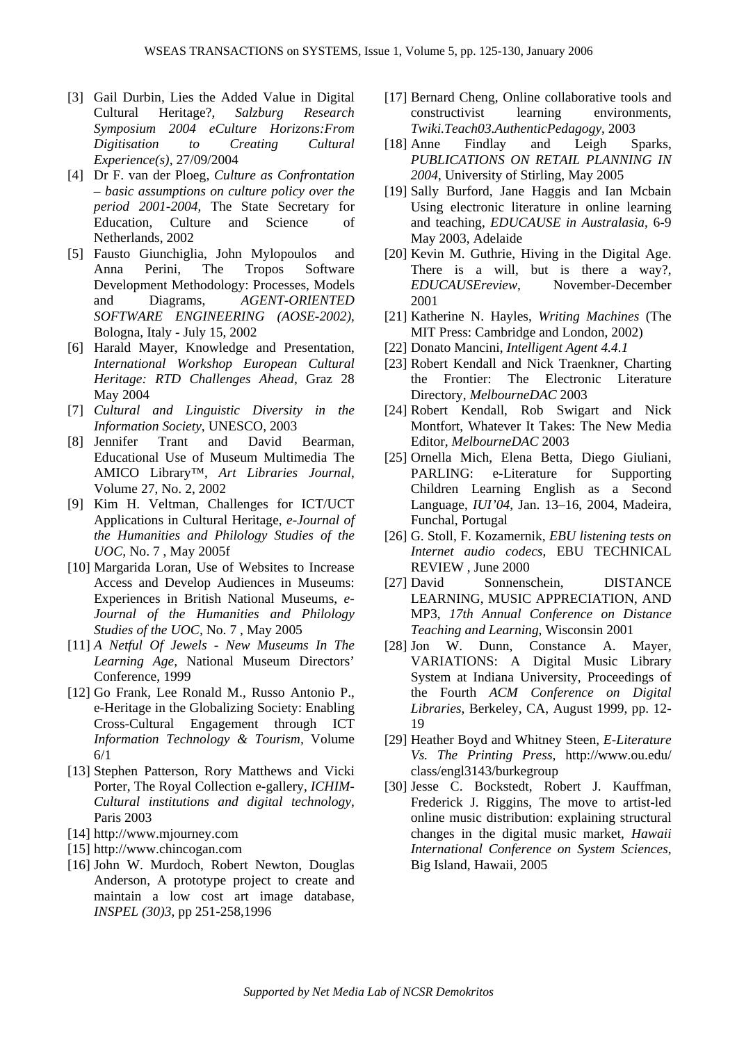[3] Gail Durbin, Lies the Added Value in Digital Cultural Heritage?, *Salzburg Research Symposium 2004 eCulture Horizons:From Digitisation to Creating Cultural Experience(s)*, 27/09/2004

[4] Dr F. van der Ploeg, *Culture as Confrontation – basic assumptions on culture policy over the period 2001-2004*, The State Secretary for Education, Culture and Science of Netherlands, 2002

[5] Fausto Giunchiglia, John Mylopoulos and Anna Perini, The Tropos Software Development Methodology: Processes, Models and Diagrams, *AGENT-ORIENTED SOFTWARE ENGINEERING (AOSE-2002)*, Bologna, Italy - July 15, 2002

[6] Harald Mayer, Knowledge and Presentation, *International Workshop European Cultural Heritage: RTD Challenges Ahead*, Graz 28 May 2004

[7] *Cultural and Linguistic Diversity in the Information Society*, UNESCO, 2003

[8] Jennifer Trant and David Bearman, Educational Use of Museum Multimedia The AMICO Library™, *Art Libraries Journal*, Volume 27, No. 2, 2002

[9] Kim H. Veltman, Challenges for ICT/UCT Applications in Cultural Heritage, *e-Journal of the Humanities and Philology Studies of the UOC*, No. 7 , May 2005f

[10] Margarida Loran, Use of Websites to Increase Access and Develop Audiences in Museums: Experiences in British National Museums, *e-Journal of the Humanities and Philology Studies of the UOC*, No. 7 , May 2005

[11] *A Netful Of Jewels - New Museums In The Learning Age*, National Museum Directors' Conference, 1999

[12] Go Frank, Lee Ronald M., Russo Antonio P., e-Heritage in the Globalizing Society: Enabling Cross-Cultural Engagement through ICT *Information Technology & Tourism*, Volume 6/1

[13] Stephen Patterson, Rory Matthews and Vicki Porter, The Royal Collection e-gallery, *ICHIM-Cultural institutions and digital technology*, Paris 2003

[14] http://www.mjourney.com

[15] http://www.chincogan.com

[16] John W. Murdoch, Robert Newton, Douglas Anderson, A prototype project to create and maintain a low cost art image database, *INSPEL (30)3*, pp 251-258,1996

[17] Bernard Cheng, Online collaborative tools and constructivist learning environments, *Twiki.Teach03.AuthenticPedagogy*, 2003

[18] Anne Findlay and Leigh Sparks, *PUBLICATIONS ON RETAIL PLANNING IN 2004*, University of Stirling, May 2005

[19] Sally Burford, Jane Haggis and Ian Mcbain Using electronic literature in online learning and teaching, *EDUCAUSE in Australasia*, 6-9 May 2003, Adelaide

[20] Kevin M. Guthrie, Hiving in the Digital Age. There is a will, but is there a way?, *EDUCAUSEreview*, November-December 2001

[21] Katherine N. Hayles, *Writing Machines* (The MIT Press: Cambridge and London, 2002)

[22] Donato Mancini, *Intelligent Agent 4.4.1*

[23] Robert Kendall and Nick Traenkner, Charting the Frontier: The Electronic Literature Directory, *MelbourneDAC* 2003

[24] Robert Kendall, Rob Swigart and Nick Montfort, Whatever It Takes: The New Media Editor, *MelbourneDAC* 2003

[25] Ornella Mich, Elena Betta, Diego Giuliani, PARLING: e-Literature for Supporting Children Learning English as a Second Language, *IUI'04*, Jan. 13–16, 2004, Madeira, Funchal, Portugal

[26] G. Stoll, F. Kozamernik, *EBU listening tests on Internet audio codecs*, EBU TECHNICAL REVIEW , June 2000

[27] David Sonnenschein, DISTANCE LEARNING, MUSIC APPRECIATION, AND MP3, *17th Annual Conference on Distance Teaching and Learning*, Wisconsin 2001

[28] Jon W. Dunn, Constance A. Mayer, VARIATIONS: A Digital Music Library System at Indiana University, Proceedings of the Fourth *ACM Conference on Digital Libraries*, Berkeley, CA, August 1999, pp. 12-19

[29] Heather Boyd and Whitney Steen, *E-Literature Vs. The Printing Press*, http://www.ou.edu/class/engl3143/burkegroup

[30] Jesse C. Bockstedt, Robert J. Kauffman, Frederick J. Riggins, The move to artist-led online music distribution: explaining structural changes in the digital music market, *Hawaii International Conference on System Sciences*, Big Island, Hawaii, 2005